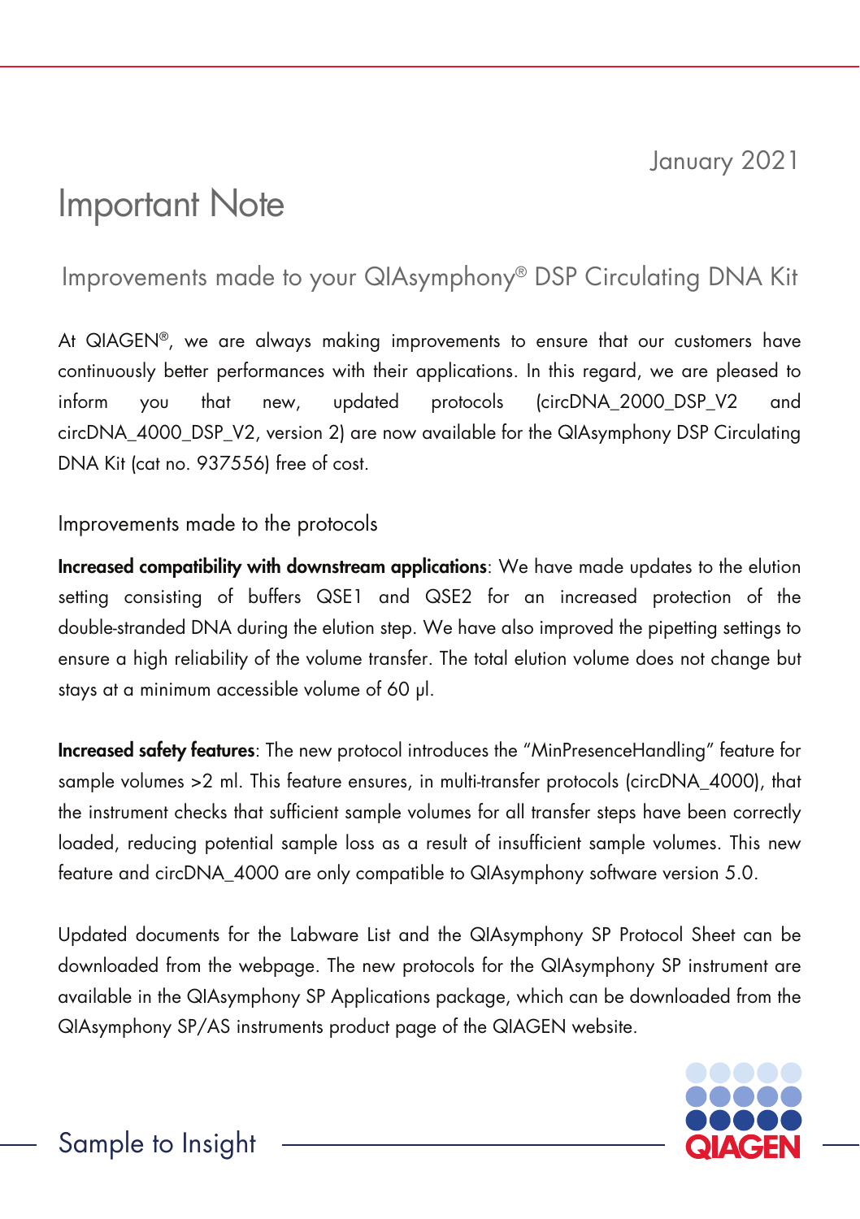January 2021

# Important Note

## Improvements made to your QIAsymphony® DSP Circulating DNA Kit

At QIAGEN®, we are always making improvements to ensure that our customers have continuously better performances with their applications. In this regard, we are pleased to inform you that new, updated protocols (circDNA_2000_DSP_V2 and circDNA_4000_DSP_V2, version 2) are now available for the QIAsymphony DSP Circulating DNA Kit (cat no. 937556) free of cost.

### Improvements made to the protocols

**Increased compatibility with downstream applications**: We have made updates to the elution setting consisting of buffers QSE1 and QSE2 for an increased protection of the double-stranded DNA during the elution step. We have also improved the pipetting settings to ensure a high reliability of the volume transfer. The total elution volume does not change but stays at a minimum accessible volume of 60 µl.

**Increased safety features**: The new protocol introduces the "MinPresenceHandling" feature for sample volumes >2 ml. This feature ensures, in multi-transfer protocols (circDNA_4000), that the instrument checks that sufficient sample volumes for all transfer steps have been correctly loaded, reducing potential sample loss as a result of insufficient sample volumes. This new feature and circDNA_4000 are only compatible to QIAsymphony software version 5.0.

Updated documents for the Labware List and the QIAsymphony SP Protocol Sheet can be downloaded from the webpage. The new protocols for the QIAsymphony SP instrument are available in the QIAsymphony SP Applications package, which can be downloaded from the QIAsymphony SP/AS instruments product page of the QIAGEN website.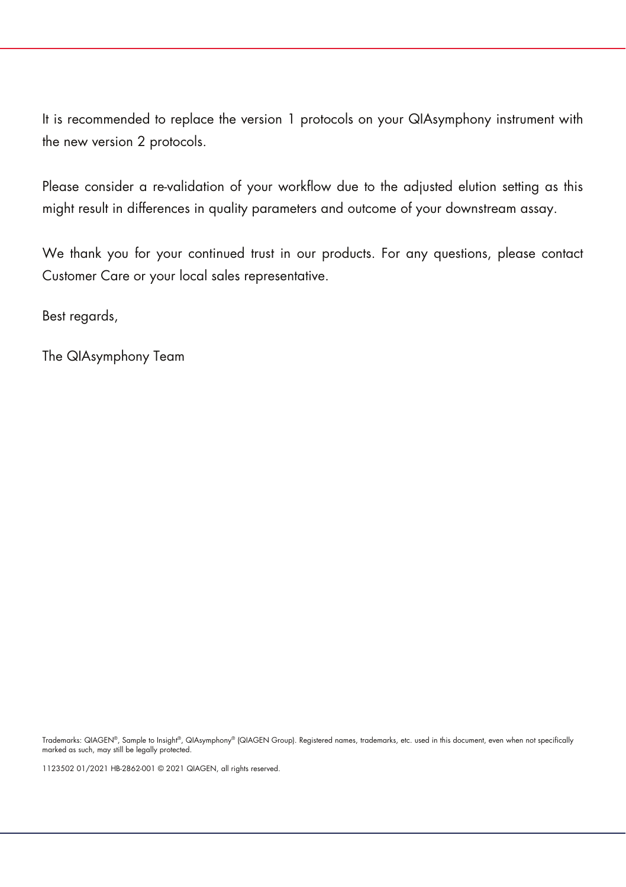It is recommended to replace the version 1 protocols on your QIAsymphony instrument with the new version 2 protocols.

Please consider a re-validation of your workflow due to the adjusted elution setting as this might result in differences in quality parameters and outcome of your downstream assay.

We thank you for your continued trust in our products. For any questions, please contact Customer Care or your local sales representative.

Best regards,

The QIAsymphony Team

Trademarks: QIAGEN®, Sample to Insight®, QIAsymphony® (QIAGEN Group). Registered names, trademarks, etc. used in this document, even when not specifically marked as such, may still be legally protected.

1123502 01/2021 HB-2862-001 © 2021 QIAGEN, all rights reserved.